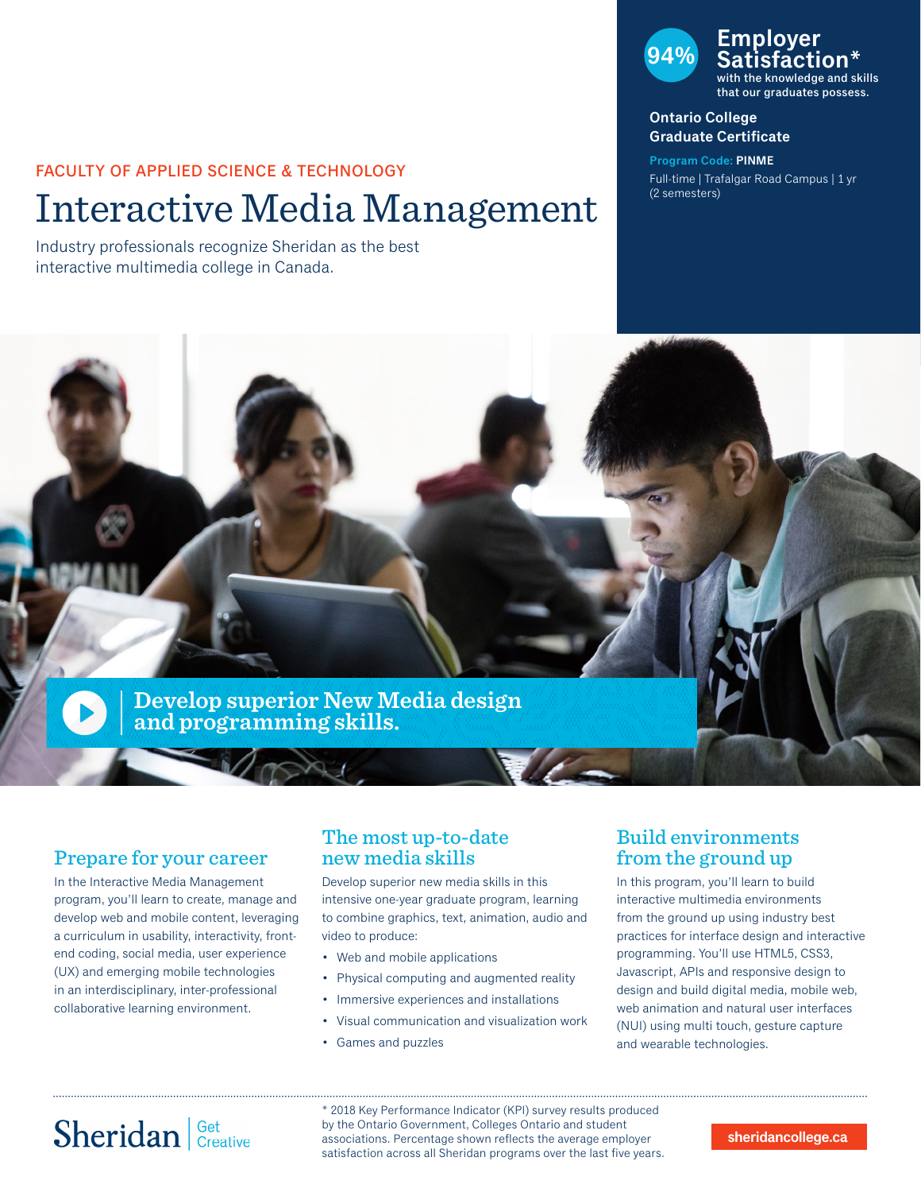FACULTY OF APPLIED SCIENCE & TECHNOLOGY

# Interactive Media Management

Industry professionals recognize Sheridan as the best interactive multimedia college in Canada.

**94% Employer Satisfaction***
with the knowledge and skills that our graduates possess.

**Ontario College Graduate Certificate**

**Program Code: PINME**

Full-time | Trafalgar Road Campus | 1 yr (2 semesters)

**Develop superior New Media design and programming skills.**

## Prepare for your career

In the Interactive Media Management program, you'll learn to create, manage and develop web and mobile content, leveraging a curriculum in usability, interactivity, front-end coding, social media, user experience (UX) and emerging mobile technologies in an interdisciplinary, inter-professional collaborative learning environment.

## The most up-to-date new media skills

Develop superior new media skills in this intensive one-year graduate program, learning to combine graphics, text, animation, audio and video to produce:

- Web and mobile applications
- Physical computing and augmented reality
- Immersive experiences and installations
- Visual communication and visualization work
- Games and puzzles

## Build environments from the ground up

In this program, you'll learn to build interactive multimedia environments from the ground up using industry best practices for interface design and interactive programming. You'll use HTML5, CSS3, Javascript, APIs and responsive design to design and build digital media, mobile web, web animation and natural user interfaces (NUI) using multi touch, gesture capture and wearable technologies.

---

Sheridan | Get Creative

* 2018 Key Performance Indicator (KPI) survey results produced by the Ontario Government, Colleges Ontario and student associations. Percentage shown reflects the average employer satisfaction across all Sheridan programs over the last five years.

sheridancollege.ca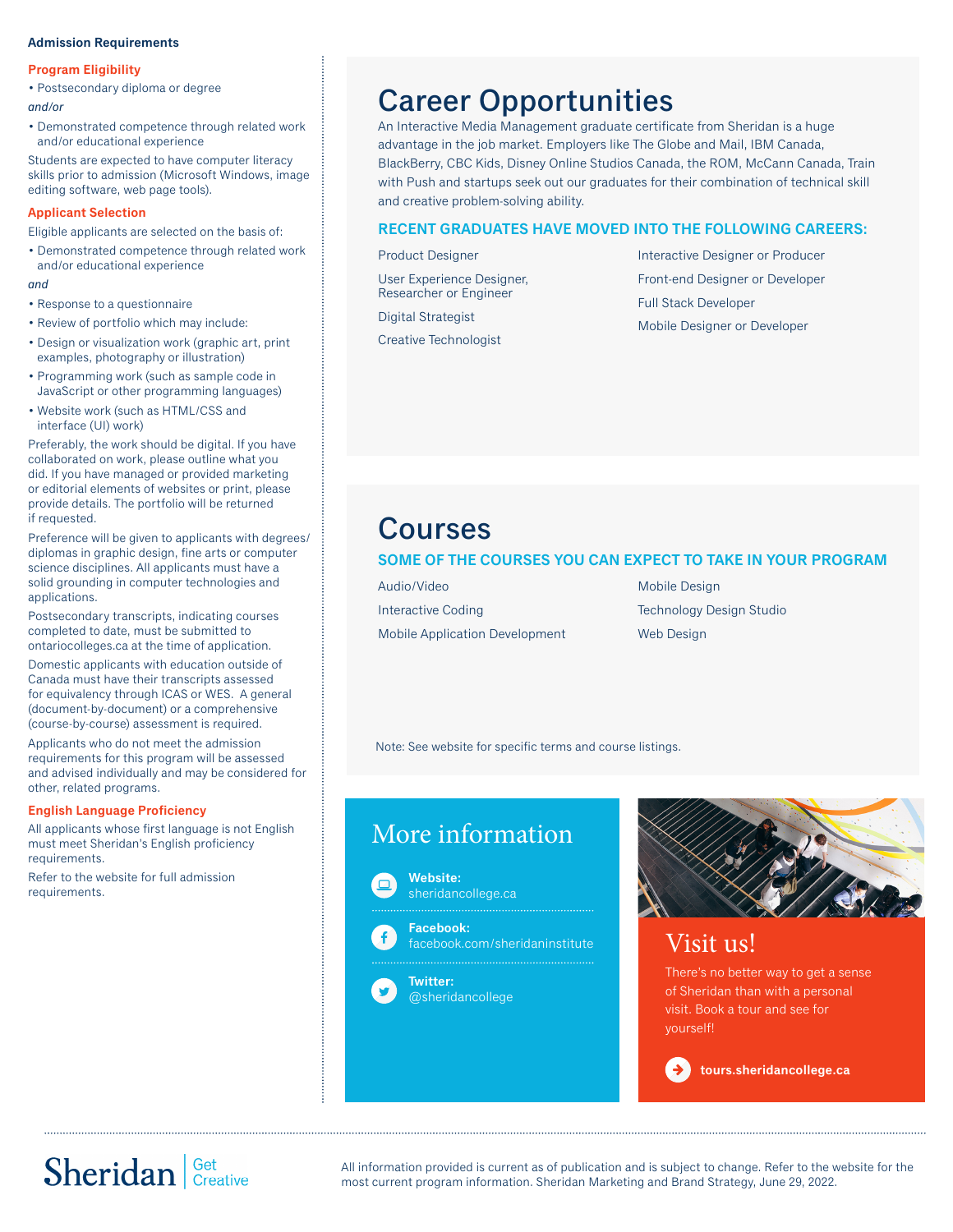## Admission Requirements

### Program Eligibility

- Postsecondary diploma or degree

*and/or*

- Demonstrated competence through related work and/or educational experience

Students are expected to have computer literacy skills prior to admission (Microsoft Windows, image editing software, web page tools).

### Applicant Selection

Eligible applicants are selected on the basis of:

- Demonstrated competence through related work and/or educational experience

*and*

- Response to a questionnaire
- Review of portfolio which may include:
- Design or visualization work (graphic art, print examples, photography or illustration)
- Programming work (such as sample code in JavaScript or other programming languages)
- Website work (such as HTML/CSS and interface (UI) work)

Preferably, the work should be digital. If you have collaborated on work, please outline what you did. If you have managed or provided marketing or editorial elements of websites or print, please provide details. The portfolio will be returned if requested.

Preference will be given to applicants with degrees/diplomas in graphic design, fine arts or computer science disciplines. All applicants must have a solid grounding in computer technologies and applications.

Postsecondary transcripts, indicating courses completed to date, must be submitted to ontariocolleges.ca at the time of application.

Domestic applicants with education outside of Canada must have their transcripts assessed for equivalency through ICAS or WES. A general (document-by-document) or a comprehensive (course-by-course) assessment is required.

Applicants who do not meet the admission requirements for this program will be assessed and advised individually and may be considered for other, related programs.

### English Language Proficiency

All applicants whose first language is not English must meet Sheridan's English proficiency requirements.

Refer to the website for full admission requirements.

# Career Opportunities

An Interactive Media Management graduate certificate from Sheridan is a huge advantage in the job market. Employers like The Globe and Mail, IBM Canada, BlackBerry, CBC Kids, Disney Online Studios Canada, the ROM, McCann Canada, Train with Push and startups seek out our graduates for their combination of technical skill and creative problem-solving ability.

### RECENT GRADUATES HAVE MOVED INTO THE FOLLOWING CAREERS:

- Product Designer
- User Experience Designer, Researcher or Engineer
- Digital Strategist
- Creative Technologist
- Interactive Designer or Producer
- Front-end Designer or Developer
- Full Stack Developer
- Mobile Designer or Developer

# Courses

### SOME OF THE COURSES YOU CAN EXPECT TO TAKE IN YOUR PROGRAM

- Audio/Video
- Interactive Coding
- Mobile Application Development
- Mobile Design
- Technology Design Studio
- Web Design

Note: See website for specific terms and course listings.

## More information

**Website:** sheridancollege.ca

**Facebook:** facebook.com/sheridaninstitute

**Twitter:** @sheridancollege

## Visit us!

There's no better way to get a sense of Sheridan than with a personal visit. Book a tour and see for yourself!

**tours.sheridancollege.ca**

Sheridan | Get Creative

All information provided is current as of publication and is subject to change. Refer to the website for the most current program information. Sheridan Marketing and Brand Strategy, June 29, 2022.